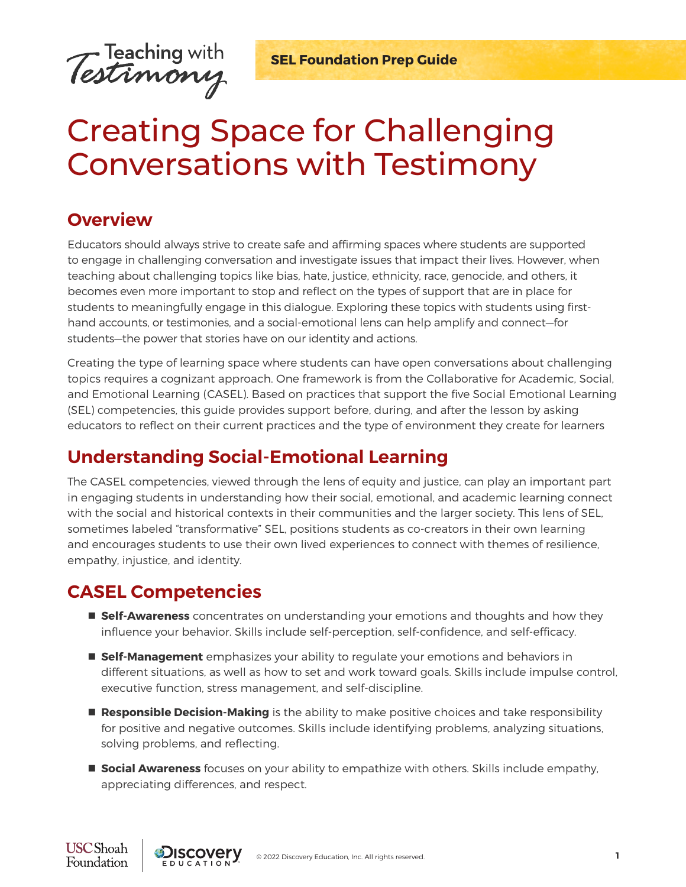Teaching with Testimony

**SEL Foundation Prep Guide**

# Creating Space for Challenging Conversations with Testimony

## Overview

Educators should always strive to create safe and affirming spaces where students are supported to engage in challenging conversation and investigate issues that impact their lives. However, when teaching about challenging topics like bias, hate, justice, ethnicity, race, genocide, and others, it becomes even more important to stop and reflect on the types of support that are in place for students to meaningfully engage in this dialogue. Exploring these topics with students using first-hand accounts, or testimonies, and a social-emotional lens can help amplify and connect—for students—the power that stories have on our identity and actions.

Creating the type of learning space where students can have open conversations about challenging topics requires a cognizant approach. One framework is from the Collaborative for Academic, Social, and Emotional Learning (CASEL). Based on practices that support the five Social Emotional Learning (SEL) competencies, this guide provides support before, during, and after the lesson by asking educators to reflect on their current practices and the type of environment they create for learners

## Understanding Social-Emotional Learning

The CASEL competencies, viewed through the lens of equity and justice, can play an important part in engaging students in understanding how their social, emotional, and academic learning connect with the social and historical contexts in their communities and the larger society. This lens of SEL, sometimes labeled "transformative" SEL, positions students as co-creators in their own learning and encourages students to use their own lived experiences to connect with themes of resilience, empathy, injustice, and identity.

## CASEL Competencies

- **Self-Awareness** concentrates on understanding your emotions and thoughts and how they influence your behavior. Skills include self-perception, self-confidence, and self-efficacy.
- **Self-Management** emphasizes your ability to regulate your emotions and behaviors in different situations, as well as how to set and work toward goals. Skills include impulse control, executive function, stress management, and self-discipline.
- **Responsible Decision-Making** is the ability to make positive choices and take responsibility for positive and negative outcomes. Skills include identifying problems, analyzing situations, solving problems, and reflecting.
- **Social Awareness** focuses on your ability to empathize with others. Skills include empathy, appreciating differences, and respect.

USC Shoah Foundation | Discovery Education | © 2022 Discovery Education, Inc. All rights reserved.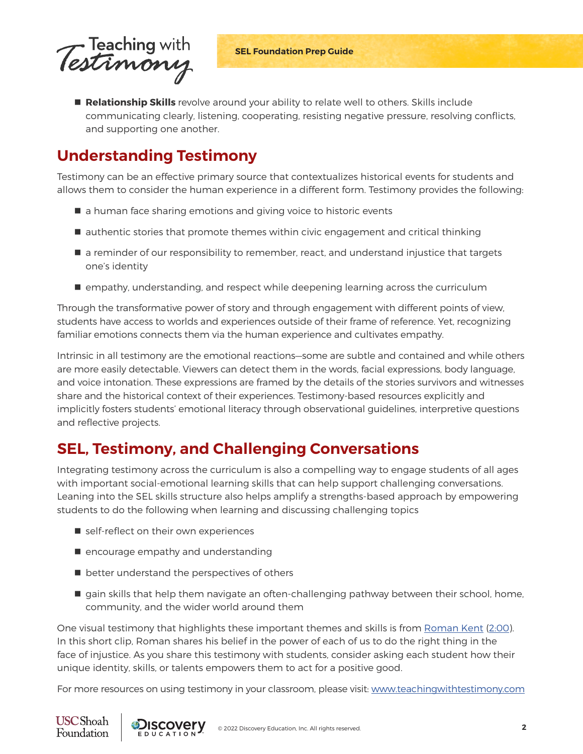- **Relationship Skills** revolve around your ability to relate well to others. Skills include communicating clearly, listening, cooperating, resisting negative pressure, resolving conflicts, and supporting one another.

## Understanding Testimony

Testimony can be an effective primary source that contextualizes historical events for students and allows them to consider the human experience in a different form. Testimony provides the following:

- a human face sharing emotions and giving voice to historic events
- authentic stories that promote themes within civic engagement and critical thinking
- a reminder of our responsibility to remember, react, and understand injustice that targets one's identity
- empathy, understanding, and respect while deepening learning across the curriculum

Through the transformative power of story and through engagement with different points of view, students have access to worlds and experiences outside of their frame of reference. Yet, recognizing familiar emotions connects them via the human experience and cultivates empathy.

Intrinsic in all testimony are the emotional reactions—some are subtle and contained and while others are more easily detectable. Viewers can detect them in the words, facial expressions, body language, and voice intonation. These expressions are framed by the details of the stories survivors and witnesses share and the historical context of their experiences. Testimony-based resources explicitly and implicitly fosters students' emotional literacy through observational guidelines, interpretive questions and reflective projects.

## SEL, Testimony, and Challenging Conversations

Integrating testimony across the curriculum is also a compelling way to engage students of all ages with important social-emotional learning skills that can help support challenging conversations. Leaning into the SEL skills structure also helps amplify a strengths-based approach by empowering students to do the following when learning and discussing challenging topics

- self-reflect on their own experiences
- encourage empathy and understanding
- better understand the perspectives of others
- gain skills that help them navigate an often-challenging pathway between their school, home, community, and the wider world around them

One visual testimony that highlights these important themes and skills is from Roman Kent (2:00). In this short clip, Roman shares his belief in the power of each of us to do the right thing in the face of injustice. As you share this testimony with students, consider asking each student how their unique identity, skills, or talents empowers them to act for a positive good.

For more resources on using testimony in your classroom, please visit: www.teachingwithtestimony.com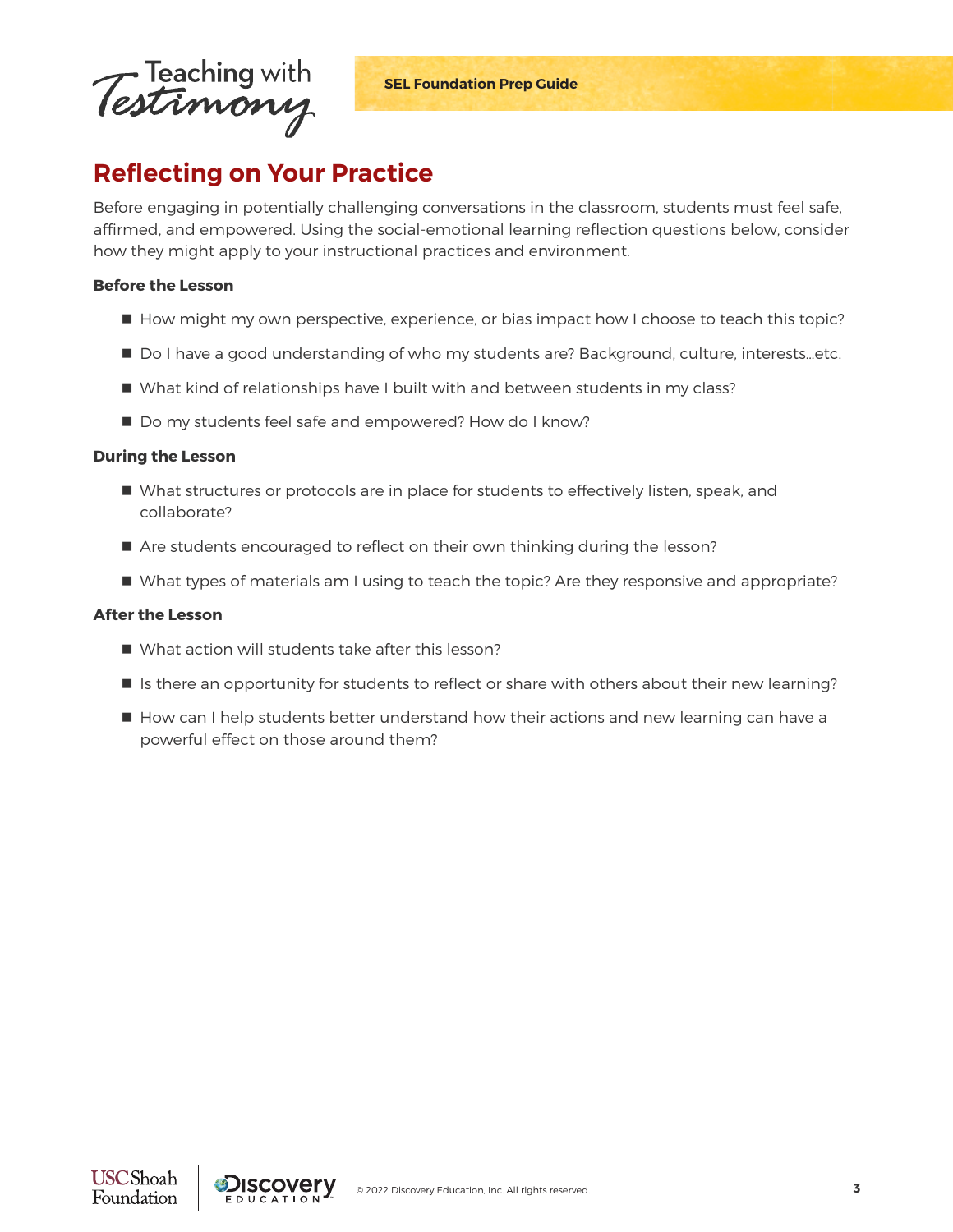## Reflecting on Your Practice

Before engaging in potentially challenging conversations in the classroom, students must feel safe, affirmed, and empowered. Using the social-emotional learning reflection questions below, consider how they might apply to your instructional practices and environment.

**Before the Lesson**

- How might my own perspective, experience, or bias impact how I choose to teach this topic?
- Do I have a good understanding of who my students are? Background, culture, interests…etc.
- What kind of relationships have I built with and between students in my class?
- Do my students feel safe and empowered? How do I know?

**During the Lesson**

- What structures or protocols are in place for students to effectively listen, speak, and collaborate?
- Are students encouraged to reflect on their own thinking during the lesson?
- What types of materials am I using to teach the topic? Are they responsive and appropriate?

**After the Lesson**

- What action will students take after this lesson?
- Is there an opportunity for students to reflect or share with others about their new learning?
- How can I help students better understand how their actions and new learning can have a powerful effect on those around them?